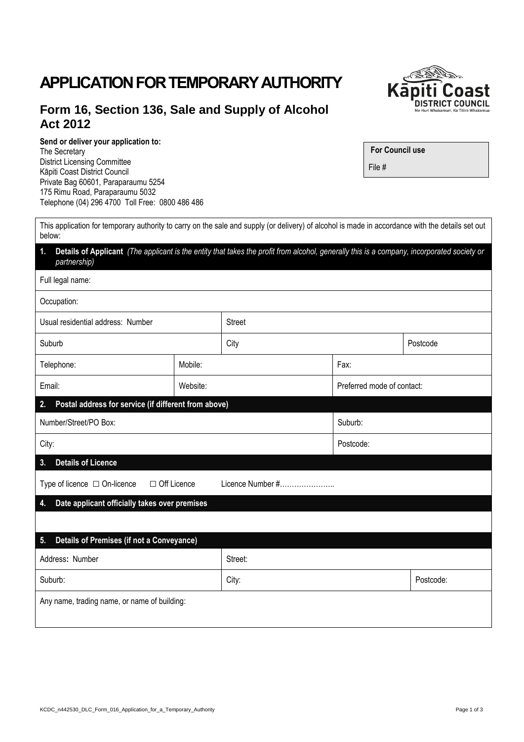# APPLICATION FOR TEMPORARY AUTHORITY

## Form 16, Section 136, Sale and Supply of Alcohol Act 2012

**Send or deliver your application to:**
The Secretary
District Licensing Committee
Kāpiti Coast District Council
Private Bag 60601, Paraparaumu 5254
175 Rimu Road, Paraparaumu 5032
Telephone (04) 296 4700 Toll Free: 0800 486 486

| **For Council use** |
|---|
| File # |

This application for temporary authority to carry on the sale and supply (or delivery) of alcohol is made in accordance with the details set out below:

**1. Details of Applicant** *(The applicant is the entity that takes the profit from alcohol, generally this is a company, incorporated society or partnership)*

| | | | |
|---|---|---|---|
| Full legal name: | | | |
| Occupation: | | | |
| Usual residential address: Number | Street | | |
| Suburb | City | | Postcode |
| Telephone: | Mobile: | Fax: | |
| Email: | Website: | Preferred mode of contact: | |

**2. Postal address for service (if different from above)**

| | |
|---|---|
| Number/Street/PO Box: | Suburb: |
| City: | Postcode: |

**3. Details of Licence**

Type of licence ☐ On-licence ☐ Off Licence Licence Number #…………………..

**4. Date applicant officially takes over premises**

**5. Details of Premises (if not a Conveyance)**

| | | |
|---|---|---|
| Address: Number | Street: | |
| Suburb: | City: | Postcode: |
| Any name, trading name, or name of building: | | |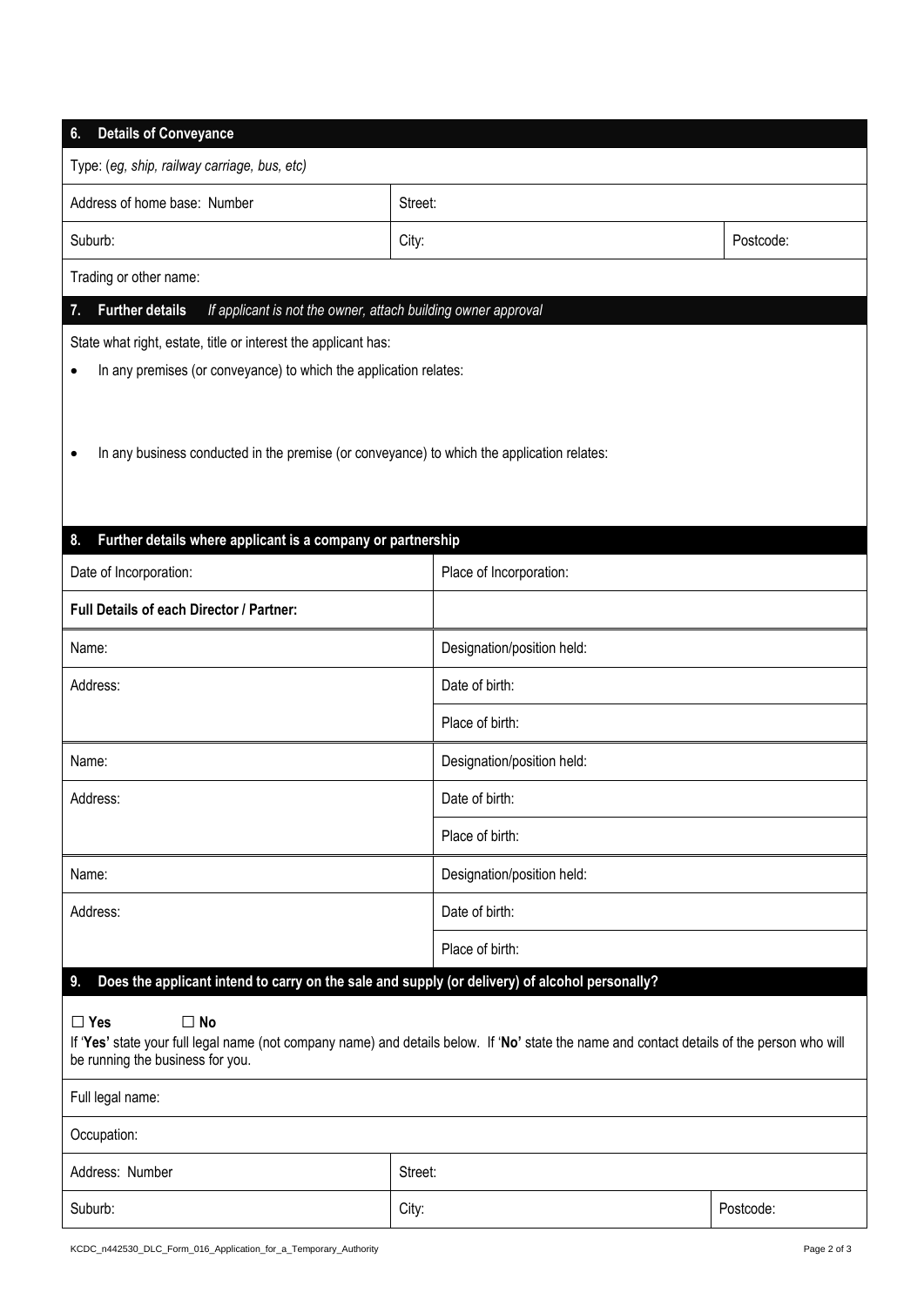## 6. Details of Conveyance

| Type: (*eg, ship, railway carriage, bus, etc*) | | |
|---|---|---|
| Address of home base: Number | Street: | |
| Suburb: | City: | Postcode: |
| Trading or other name: | | |

## 7. Further details *If applicant is not the owner, attach building owner approval*

State what right, estate, title or interest the applicant has:

- In any premises (or conveyance) to which the application relates:

- In any business conducted in the premise (or conveyance) to which the application relates:

## 8. Further details where applicant is a company or partnership

| Date of Incorporation: | Place of Incorporation: |
|---|---|
| **Full Details of each Director / Partner:** | |
| Name: | Designation/position held: |
| Address: | Date of birth: |
| | Place of birth: |
| Name: | Designation/position held: |
| Address: | Date of birth: |
| | Place of birth: |
| Name: | Designation/position held: |
| Address: | Date of birth: |
| | Place of birth: |

## 9. Does the applicant intend to carry on the sale and supply (or delivery) of alcohol personally?

☐ **Yes** ☐ **No**

If '**Yes'** state your full legal name (not company name) and details below. If '**No'** state the name and contact details of the person who will be running the business for you.

| Full legal name: | | |
|---|---|---|
| Occupation: | | |
| Address: Number | Street: | |
| Suburb: | City: | Postcode: |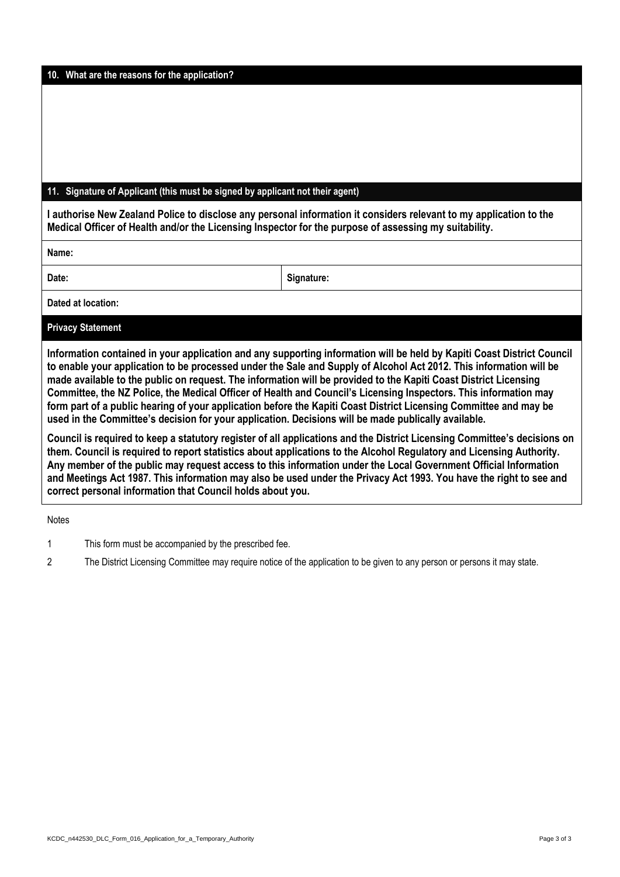## 10. What are the reasons for the application?

## 11. Signature of Applicant (this must be signed by applicant not their agent)

**I authorise New Zealand Police to disclose any personal information it considers relevant to my application to the Medical Officer of Health and/or the Licensing Inspector for the purpose of assessing my suitability.**

| **Name:** | |
|---|---|
| **Date:** | **Signature:** |
| **Dated at location:** | |

## Privacy Statement

**Information contained in your application and any supporting information will be held by Kapiti Coast District Council to enable your application to be processed under the Sale and Supply of Alcohol Act 2012. This information will be made available to the public on request. The information will be provided to the Kapiti Coast District Licensing Committee, the NZ Police, the Medical Officer of Health and Council's Licensing Inspectors. This information may form part of a public hearing of your application before the Kapiti Coast District Licensing Committee and may be used in the Committee's decision for your application. Decisions will be made publically available.**

**Council is required to keep a statutory register of all applications and the District Licensing Committee's decisions on them. Council is required to report statistics about applications to the Alcohol Regulatory and Licensing Authority. Any member of the public may request access to this information under the Local Government Official Information and Meetings Act 1987. This information may also be used under the Privacy Act 1993. You have the right to see and correct personal information that Council holds about you.**

Notes

1 This form must be accompanied by the prescribed fee.

2 The District Licensing Committee may require notice of the application to be given to any person or persons it may state.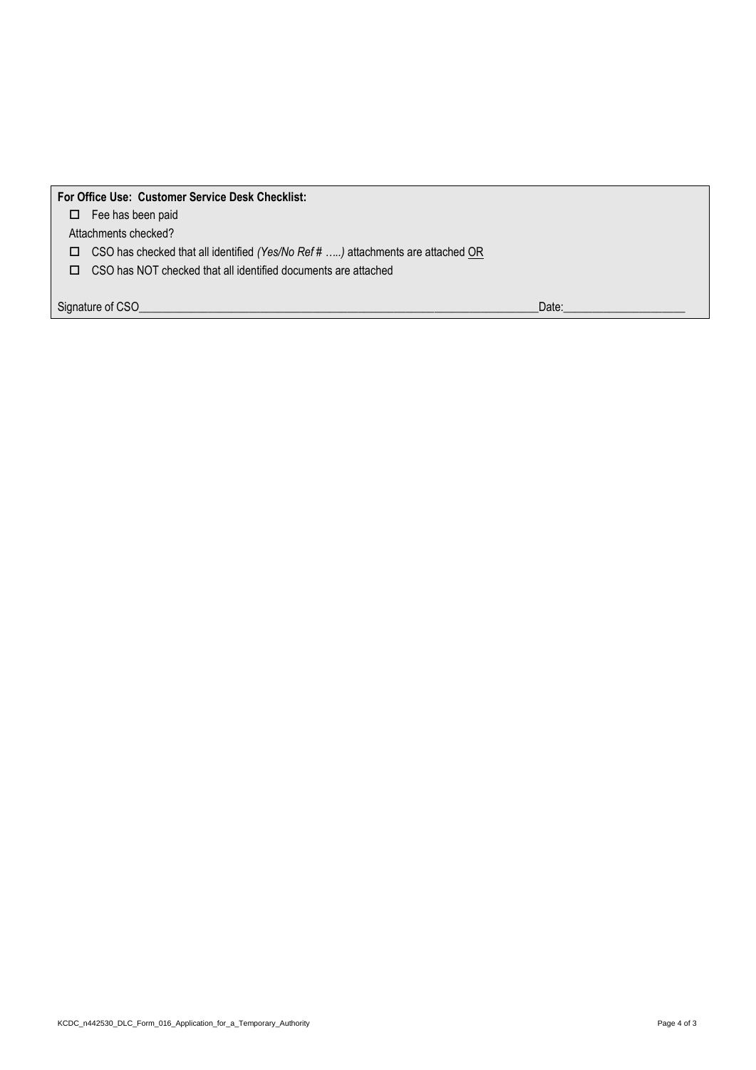**For Office Use: Customer Service Desk Checklist:**

- ☐ Fee has been paid

Attachments checked?

- ☐ CSO has checked that all identified *(Yes/No Ref # …..)* attachments are attached OR
- ☐ CSO has NOT checked that all identified documents are attached

Signature of CSO________________________________________________________________ Date:____________________